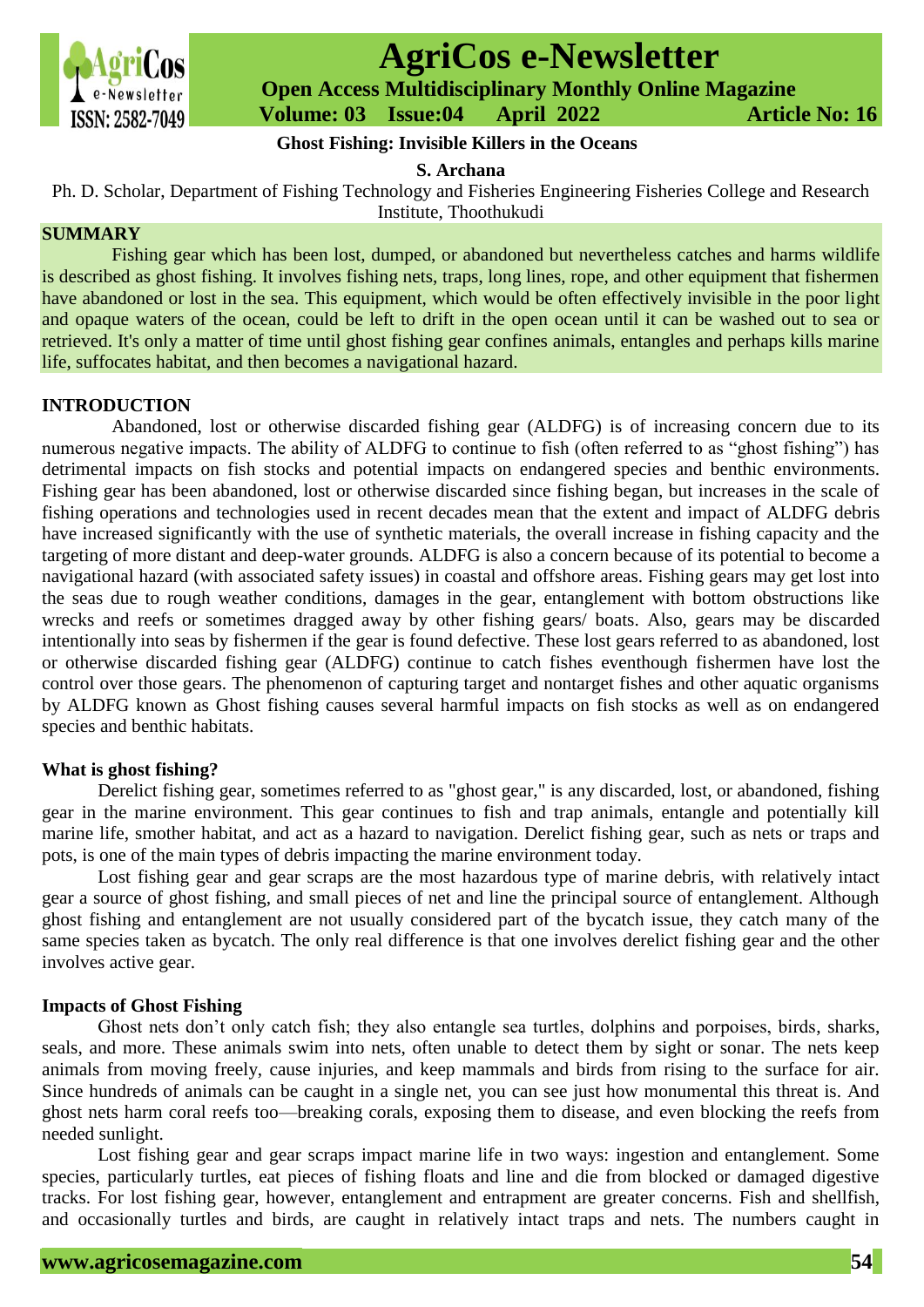# Ghost Fishing: Invisible Killers in the Oceans

**S. Archana**

Ph. D. Scholar, Department of Fishing Technology and Fisheries Engineering Fisheries College and Research Institute, Thoothukudi

## SUMMARY

Fishing gear which has been lost, dumped, or abandoned but nevertheless catches and harms wildlife is described as ghost fishing. It involves fishing nets, traps, long lines, rope, and other equipment that fishermen have abandoned or lost in the sea. This equipment, which would be often effectively invisible in the poor light and opaque waters of the ocean, could be left to drift in the open ocean until it can be washed out to sea or retrieved. It's only a matter of time until ghost fishing gear confines animals, entangles and perhaps kills marine life, suffocates habitat, and then becomes a navigational hazard.

## INTRODUCTION

Abandoned, lost or otherwise discarded fishing gear (ALDFG) is of increasing concern due to its numerous negative impacts. The ability of ALDFG to continue to fish (often referred to as "ghost fishing") has detrimental impacts on fish stocks and potential impacts on endangered species and benthic environments. Fishing gear has been abandoned, lost or otherwise discarded since fishing began, but increases in the scale of fishing operations and technologies used in recent decades mean that the extent and impact of ALDFG debris have increased significantly with the use of synthetic materials, the overall increase in fishing capacity and the targeting of more distant and deep-water grounds. ALDFG is also a concern because of its potential to become a navigational hazard (with associated safety issues) in coastal and offshore areas. Fishing gears may get lost into the seas due to rough weather conditions, damages in the gear, entanglement with bottom obstructions like wrecks and reefs or sometimes dragged away by other fishing gears/ boats. Also, gears may be discarded intentionally into seas by fishermen if the gear is found defective. These lost gears referred to as abandoned, lost or otherwise discarded fishing gear (ALDFG) continue to catch fishes eventhough fishermen have lost the control over those gears. The phenomenon of capturing target and nontarget fishes and other aquatic organisms by ALDFG known as Ghost fishing causes several harmful impacts on fish stocks as well as on endangered species and benthic habitats.

### What is ghost fishing?

Derelict fishing gear, sometimes referred to as "ghost gear," is any discarded, lost, or abandoned, fishing gear in the marine environment. This gear continues to fish and trap animals, entangle and potentially kill marine life, smother habitat, and act as a hazard to navigation. Derelict fishing gear, such as nets or traps and pots, is one of the main types of debris impacting the marine environment today.

Lost fishing gear and gear scraps are the most hazardous type of marine debris, with relatively intact gear a source of ghost fishing, and small pieces of net and line the principal source of entanglement. Although ghost fishing and entanglement are not usually considered part of the bycatch issue, they catch many of the same species taken as bycatch. The only real difference is that one involves derelict fishing gear and the other involves active gear.

### Impacts of Ghost Fishing

Ghost nets don't only catch fish; they also entangle sea turtles, dolphins and porpoises, birds, sharks, seals, and more. These animals swim into nets, often unable to detect them by sight or sonar. The nets keep animals from moving freely, cause injuries, and keep mammals and birds from rising to the surface for air. Since hundreds of animals can be caught in a single net, you can see just how monumental this threat is. And ghost nets harm coral reefs too—breaking corals, exposing them to disease, and even blocking the reefs from needed sunlight.

Lost fishing gear and gear scraps impact marine life in two ways: ingestion and entanglement. Some species, particularly turtles, eat pieces of fishing floats and line and die from blocked or damaged digestive tracks. For lost fishing gear, however, entanglement and entrapment are greater concerns. Fish and shellfish, and occasionally turtles and birds, are caught in relatively intact traps and nets. The numbers caught in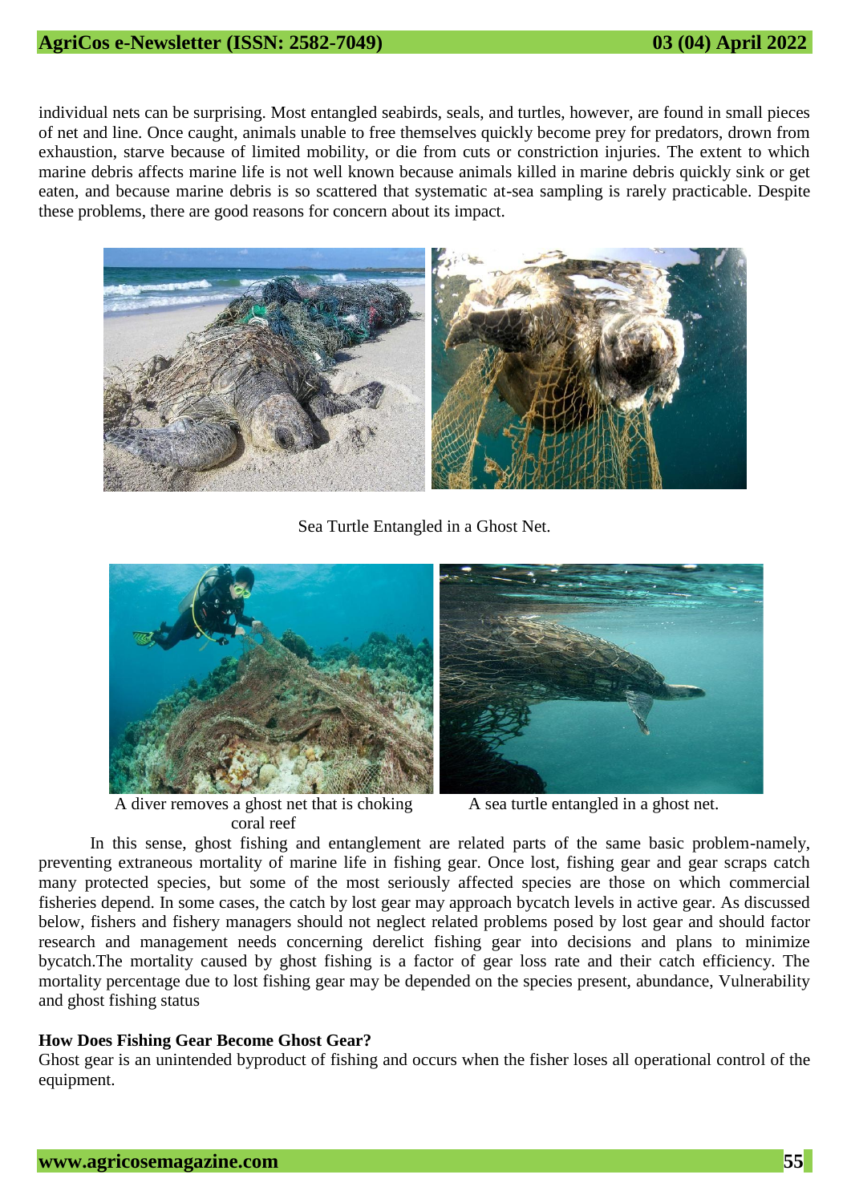individual nets can be surprising. Most entangled seabirds, seals, and turtles, however, are found in small pieces of net and line. Once caught, animals unable to free themselves quickly become prey for predators, drown from exhaustion, starve because of limited mobility, or die from cuts or constriction injuries. The extent to which marine debris affects marine life is not well known because animals killed in marine debris quickly sink or get eaten, and because marine debris is so scattered that systematic at-sea sampling is rarely practicable. Despite these problems, there are good reasons for concern about its impact.

Sea Turtle Entangled in a Ghost Net.

A diver removes a ghost net that is choking coral reef

A sea turtle entangled in a ghost net.

In this sense, ghost fishing and entanglement are related parts of the same basic problem-namely, preventing extraneous mortality of marine life in fishing gear. Once lost, fishing gear and gear scraps catch many protected species, but some of the most seriously affected species are those on which commercial fisheries depend. In some cases, the catch by lost gear may approach bycatch levels in active gear. As discussed below, fishers and fishery managers should not neglect related problems posed by lost gear and should factor research and management needs concerning derelict fishing gear into decisions and plans to minimize bycatch.The mortality caused by ghost fishing is a factor of gear loss rate and their catch efficiency. The mortality percentage due to lost fishing gear may be depended on the species present, abundance, Vulnerability and ghost fishing status

**How Does Fishing Gear Become Ghost Gear?**

Ghost gear is an unintended byproduct of fishing and occurs when the fisher loses all operational control of the equipment.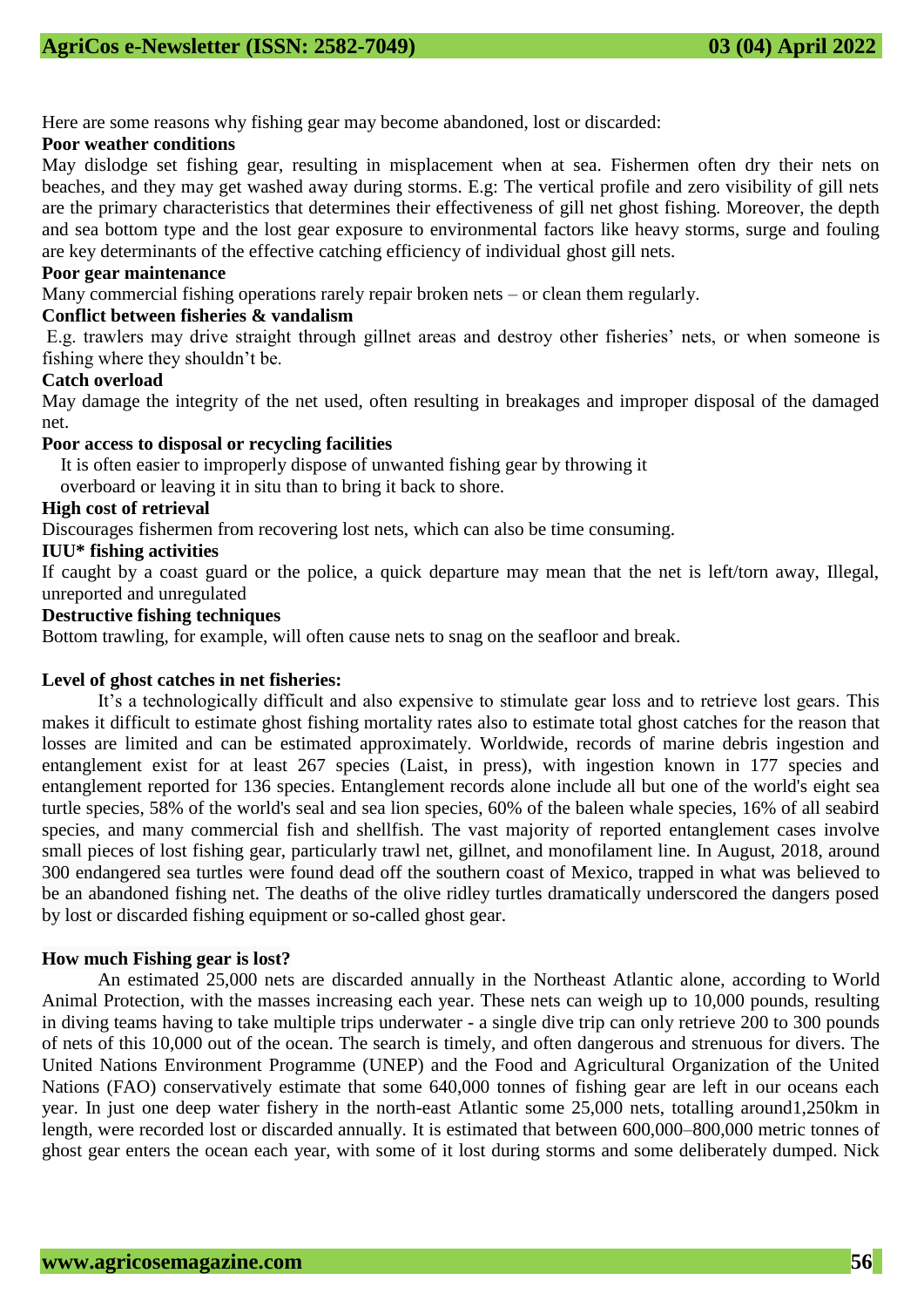Here are some reasons why fishing gear may become abandoned, lost or discarded:

**Poor weather conditions**

May dislodge set fishing gear, resulting in misplacement when at sea. Fishermen often dry their nets on beaches, and they may get washed away during storms. E.g: The vertical profile and zero visibility of gill nets are the primary characteristics that determines their effectiveness of gill net ghost fishing. Moreover, the depth and sea bottom type and the lost gear exposure to environmental factors like heavy storms, surge and fouling are key determinants of the effective catching efficiency of individual ghost gill nets.

**Poor gear maintenance**

Many commercial fishing operations rarely repair broken nets – or clean them regularly.

**Conflict between fisheries & vandalism**

E.g. trawlers may drive straight through gillnet areas and destroy other fisheries' nets, or when someone is fishing where they shouldn't be.

**Catch overload**

May damage the integrity of the net used, often resulting in breakages and improper disposal of the damaged net.

**Poor access to disposal or recycling facilities**

It is often easier to improperly dispose of unwanted fishing gear by throwing it overboard or leaving it in situ than to bring it back to shore.

**High cost of retrieval**

Discourages fishermen from recovering lost nets, which can also be time consuming.

**IUU* fishing activities**

If caught by a coast guard or the police, a quick departure may mean that the net is left/torn away, Illegal, unreported and unregulated

**Destructive fishing techniques**

Bottom trawling, for example, will often cause nets to snag on the seafloor and break.

**Level of ghost catches in net fisheries:**

It's a technologically difficult and also expensive to stimulate gear loss and to retrieve lost gears. This makes it difficult to estimate ghost fishing mortality rates also to estimate total ghost catches for the reason that losses are limited and can be estimated approximately. Worldwide, records of marine debris ingestion and entanglement exist for at least 267 species (Laist, in press), with ingestion known in 177 species and entanglement reported for 136 species. Entanglement records alone include all but one of the world's eight sea turtle species, 58% of the world's seal and sea lion species, 60% of the baleen whale species, 16% of all seabird species, and many commercial fish and shellfish. The vast majority of reported entanglement cases involve small pieces of lost fishing gear, particularly trawl net, gillnet, and monofilament line. In August, 2018, around 300 endangered sea turtles were found dead off the southern coast of Mexico, trapped in what was believed to be an abandoned fishing net. The deaths of the olive ridley turtles dramatically underscored the dangers posed by lost or discarded fishing equipment or so-called ghost gear.

**How much Fishing gear is lost?**

An estimated 25,000 nets are discarded annually in the Northeast Atlantic alone, according to World Animal Protection, with the masses increasing each year. These nets can weigh up to 10,000 pounds, resulting in diving teams having to take multiple trips underwater - a single dive trip can only retrieve 200 to 300 pounds of nets of this 10,000 out of the ocean. The search is timely, and often dangerous and strenuous for divers. The United Nations Environment Programme (UNEP) and the Food and Agricultural Organization of the United Nations (FAO) conservatively estimate that some 640,000 tonnes of fishing gear are left in our oceans each year. In just one deep water fishery in the north-east Atlantic some 25,000 nets, totalling around1,250km in length, were recorded lost or discarded annually. It is estimated that between 600,000–800,000 metric tonnes of ghost gear enters the ocean each year, with some of it lost during storms and some deliberately dumped. Nick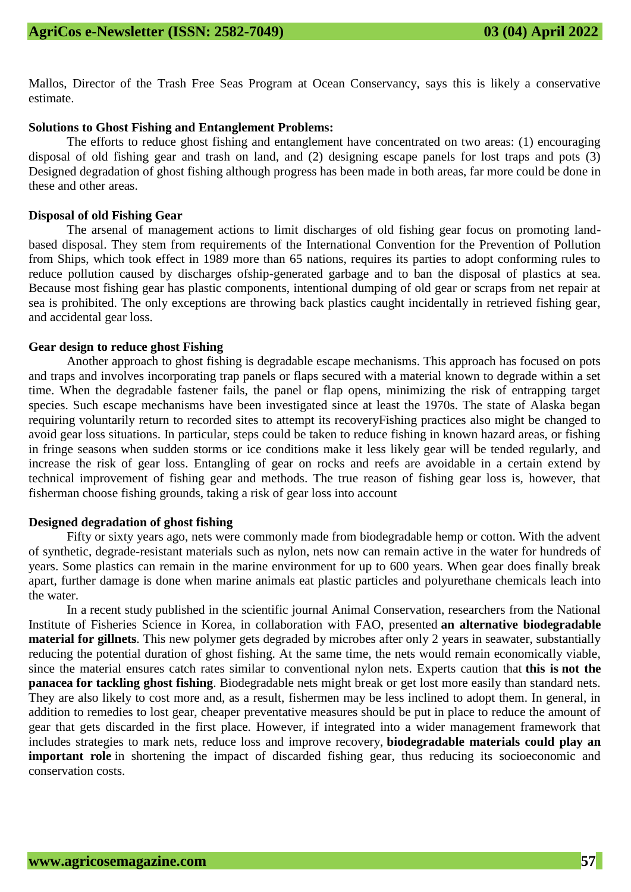Mallos, Director of the Trash Free Seas Program at Ocean Conservancy, says this is likely a conservative estimate.

**Solutions to Ghost Fishing and Entanglement Problems:**

The efforts to reduce ghost fishing and entanglement have concentrated on two areas: (1) encouraging disposal of old fishing gear and trash on land, and (2) designing escape panels for lost traps and pots (3) Designed degradation of ghost fishing although progress has been made in both areas, far more could be done in these and other areas.

**Disposal of old Fishing Gear**

The arsenal of management actions to limit discharges of old fishing gear focus on promoting land-based disposal. They stem from requirements of the International Convention for the Prevention of Pollution from Ships, which took effect in 1989 more than 65 nations, requires its parties to adopt conforming rules to reduce pollution caused by discharges ofship-generated garbage and to ban the disposal of plastics at sea. Because most fishing gear has plastic components, intentional dumping of old gear or scraps from net repair at sea is prohibited. The only exceptions are throwing back plastics caught incidentally in retrieved fishing gear, and accidental gear loss.

**Gear design to reduce ghost Fishing**

Another approach to ghost fishing is degradable escape mechanisms. This approach has focused on pots and traps and involves incorporating trap panels or flaps secured with a material known to degrade within a set time. When the degradable fastener fails, the panel or flap opens, minimizing the risk of entrapping target species. Such escape mechanisms have been investigated since at least the 1970s. The state of Alaska began requiring voluntarily return to recorded sites to attempt its recoveryFishing practices also might be changed to avoid gear loss situations. In particular, steps could be taken to reduce fishing in known hazard areas, or fishing in fringe seasons when sudden storms or ice conditions make it less likely gear will be tended regularly, and increase the risk of gear loss. Entangling of gear on rocks and reefs are avoidable in a certain extend by technical improvement of fishing gear and methods. The true reason of fishing gear loss is, however, that fisherman choose fishing grounds, taking a risk of gear loss into account

**Designed degradation of ghost fishing**

Fifty or sixty years ago, nets were commonly made from biodegradable hemp or cotton. With the advent of synthetic, degrade-resistant materials such as nylon, nets now can remain active in the water for hundreds of years. Some plastics can remain in the marine environment for up to 600 years. When gear does finally break apart, further damage is done when marine animals eat plastic particles and polyurethane chemicals leach into the water.

In a recent study published in the scientific journal Animal Conservation, researchers from the National Institute of Fisheries Science in Korea, in collaboration with FAO, presented **an alternative biodegradable material for gillnets**. This new polymer gets degraded by microbes after only 2 years in seawater, substantially reducing the potential duration of ghost fishing. At the same time, the nets would remain economically viable, since the material ensures catch rates similar to conventional nylon nets. Experts caution that **this is not the panacea for tackling ghost fishing**. Biodegradable nets might break or get lost more easily than standard nets. They are also likely to cost more and, as a result, fishermen may be less inclined to adopt them. In general, in addition to remedies to lost gear, cheaper preventative measures should be put in place to reduce the amount of gear that gets discarded in the first place. However, if integrated into a wider management framework that includes strategies to mark nets, reduce loss and improve recovery, **biodegradable materials could play an important role** in shortening the impact of discarded fishing gear, thus reducing its socioeconomic and conservation costs.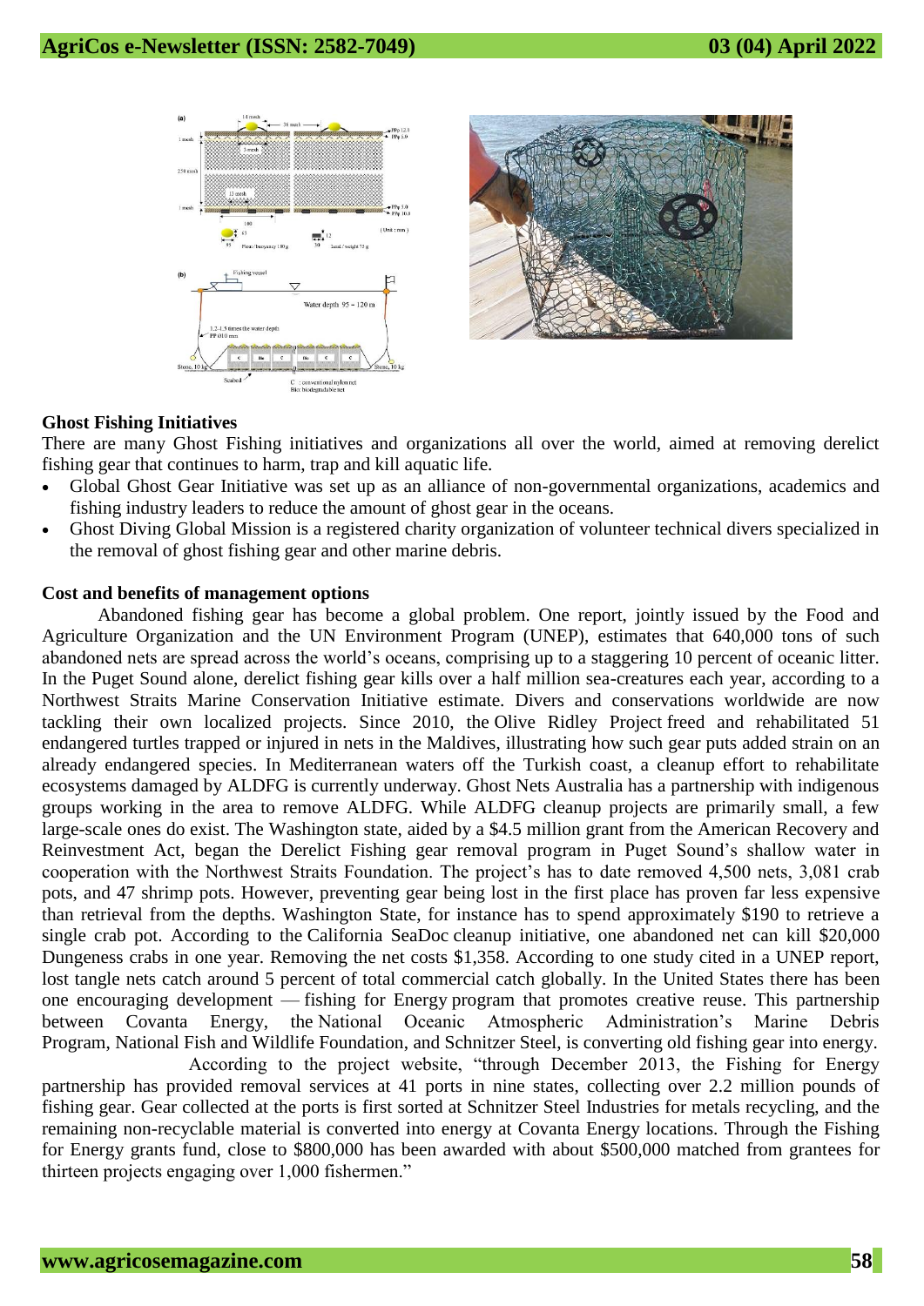## Ghost Fishing Initiatives

There are many Ghost Fishing initiatives and organizations all over the world, aimed at removing derelict fishing gear that continues to harm, trap and kill aquatic life.

- Global Ghost Gear Initiative was set up as an alliance of non-governmental organizations, academics and fishing industry leaders to reduce the amount of ghost gear in the oceans.
- Ghost Diving Global Mission is a registered charity organization of volunteer technical divers specialized in the removal of ghost fishing gear and other marine debris.

## Cost and benefits of management options

Abandoned fishing gear has become a global problem. One report, jointly issued by the Food and Agriculture Organization and the UN Environment Program (UNEP), estimates that 640,000 tons of such abandoned nets are spread across the world's oceans, comprising up to a staggering 10 percent of oceanic litter. In the Puget Sound alone, derelict fishing gear kills over a half million sea-creatures each year, according to a Northwest Straits Marine Conservation Initiative estimate. Divers and conservations worldwide are now tackling their own localized projects. Since 2010, the Olive Ridley Project freed and rehabilitated 51 endangered turtles trapped or injured in nets in the Maldives, illustrating how such gear puts added strain on an already endangered species. In Mediterranean waters off the Turkish coast, a cleanup effort to rehabilitate ecosystems damaged by ALDFG is currently underway. Ghost Nets Australia has a partnership with indigenous groups working in the area to remove ALDFG. While ALDFG cleanup projects are primarily small, a few large-scale ones do exist. The Washington state, aided by a $4.5 million grant from the American Recovery and Reinvestment Act, began the Derelict Fishing gear removal program in Puget Sound's shallow water in cooperation with the Northwest Straits Foundation. The project's has to date removed 4,500 nets, 3,081 crab pots, and 47 shrimp pots. However, preventing gear being lost in the first place has proven far less expensive than retrieval from the depths. Washington State, for instance has to spend approximately $190 to retrieve a single crab pot. According to the California SeaDoc cleanup initiative, one abandoned net can kill $20,000 Dungeness crabs in one year. Removing the net costs $1,358. According to one study cited in a UNEP report, lost tangle nets catch around 5 percent of total commercial catch globally. In the United States there has been one encouraging development — fishing for Energy program that promotes creative reuse. This partnership between Covanta Energy, the National Oceanic Atmospheric Administration's Marine Debris Program, National Fish and Wildlife Foundation, and Schnitzer Steel, is converting old fishing gear into energy.

According to the project website, "through December 2013, the Fishing for Energy partnership has provided removal services at 41 ports in nine states, collecting over 2.2 million pounds of fishing gear. Gear collected at the ports is first sorted at Schnitzer Steel Industries for metals recycling, and the remaining non-recyclable material is converted into energy at Covanta Energy locations. Through the Fishing for Energy grants fund, close to $800,000 has been awarded with about $500,000 matched from grantees for thirteen projects engaging over 1,000 fishermen."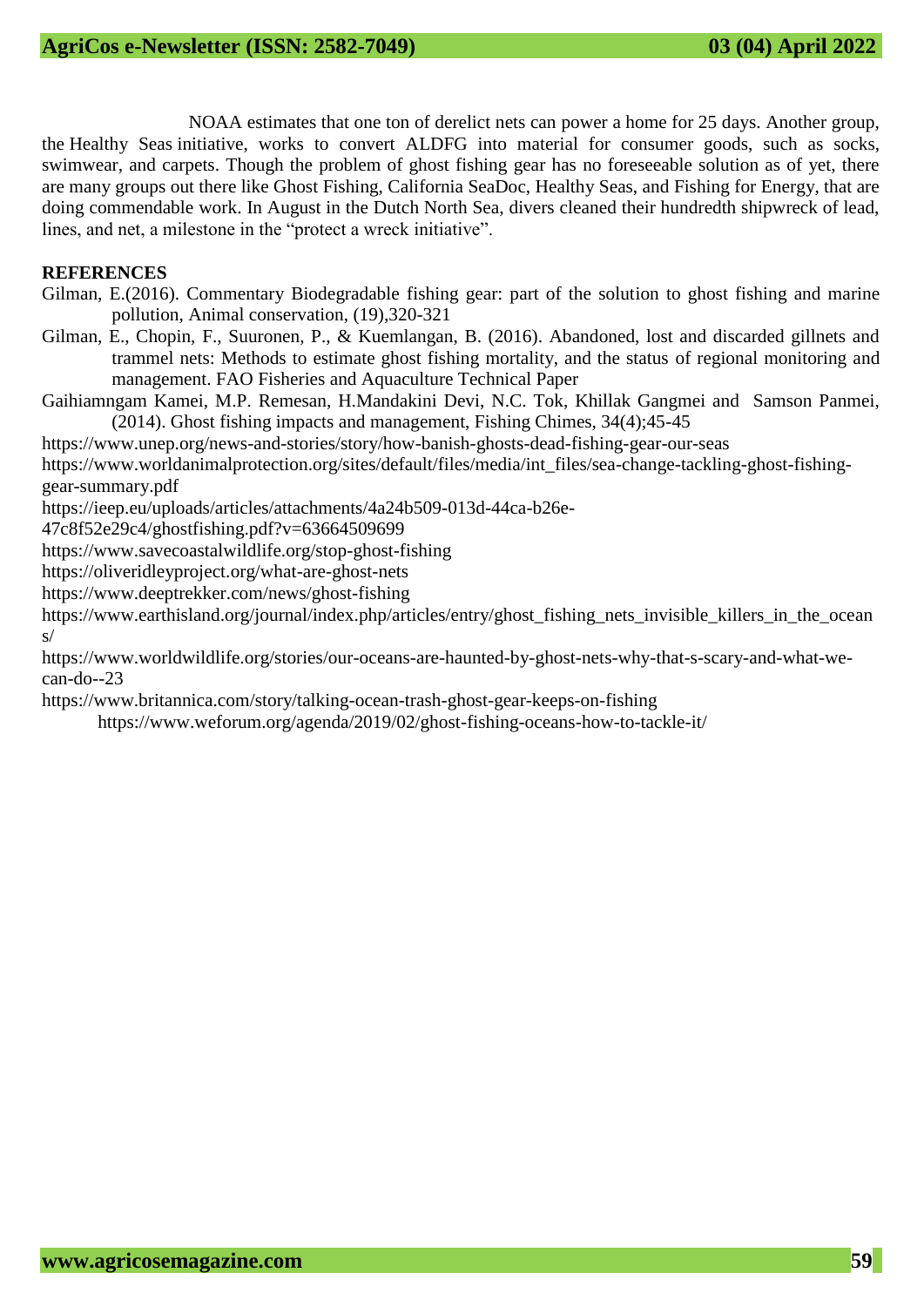NOAA estimates that one ton of derelict nets can power a home for 25 days. Another group, the Healthy Seas initiative, works to convert ALDFG into material for consumer goods, such as socks, swimwear, and carpets. Though the problem of ghost fishing gear has no foreseeable solution as of yet, there are many groups out there like Ghost Fishing, California SeaDoc, Healthy Seas, and Fishing for Energy, that are doing commendable work. In August in the Dutch North Sea, divers cleaned their hundredth shipwreck of lead, lines, and net, a milestone in the "protect a wreck initiative".

**REFERENCES**

Gilman, E.(2016). Commentary Biodegradable fishing gear: part of the solution to ghost fishing and marine pollution, Animal conservation, (19),320-321

Gilman, E., Chopin, F., Suuronen, P., & Kuemlangan, B. (2016). Abandoned, lost and discarded gillnets and trammel nets: Methods to estimate ghost fishing mortality, and the status of regional monitoring and management. FAO Fisheries and Aquaculture Technical Paper

Gaihiamngam Kamei, M.P. Remesan, H.Mandakini Devi, N.C. Tok, Khillak Gangmei and Samson Panmei, (2014). Ghost fishing impacts and management, Fishing Chimes, 34(4);45-45

https://www.unep.org/news-and-stories/story/how-banish-ghosts-dead-fishing-gear-our-seas

https://www.worldanimalprotection.org/sites/default/files/media/int_files/sea-change-tackling-ghost-fishing-gear-summary.pdf

https://ieep.eu/uploads/articles/attachments/4a24b509-013d-44ca-b26e-47c8f52e29c4/ghostfishing.pdf?v=63664509699

https://www.savecoastalwildlife.org/stop-ghost-fishing

https://oliveridleyproject.org/what-are-ghost-nets

https://www.deeptrekker.com/news/ghost-fishing

https://www.earthisland.org/journal/index.php/articles/entry/ghost_fishing_nets_invisible_killers_in_the_oceans/

https://www.worldwildlife.org/stories/our-oceans-are-haunted-by-ghost-nets-why-that-s-scary-and-what-we-can-do--23

https://www.britannica.com/story/talking-ocean-trash-ghost-gear-keeps-on-fishing

https://www.weforum.org/agenda/2019/02/ghost-fishing-oceans-how-to-tackle-it/